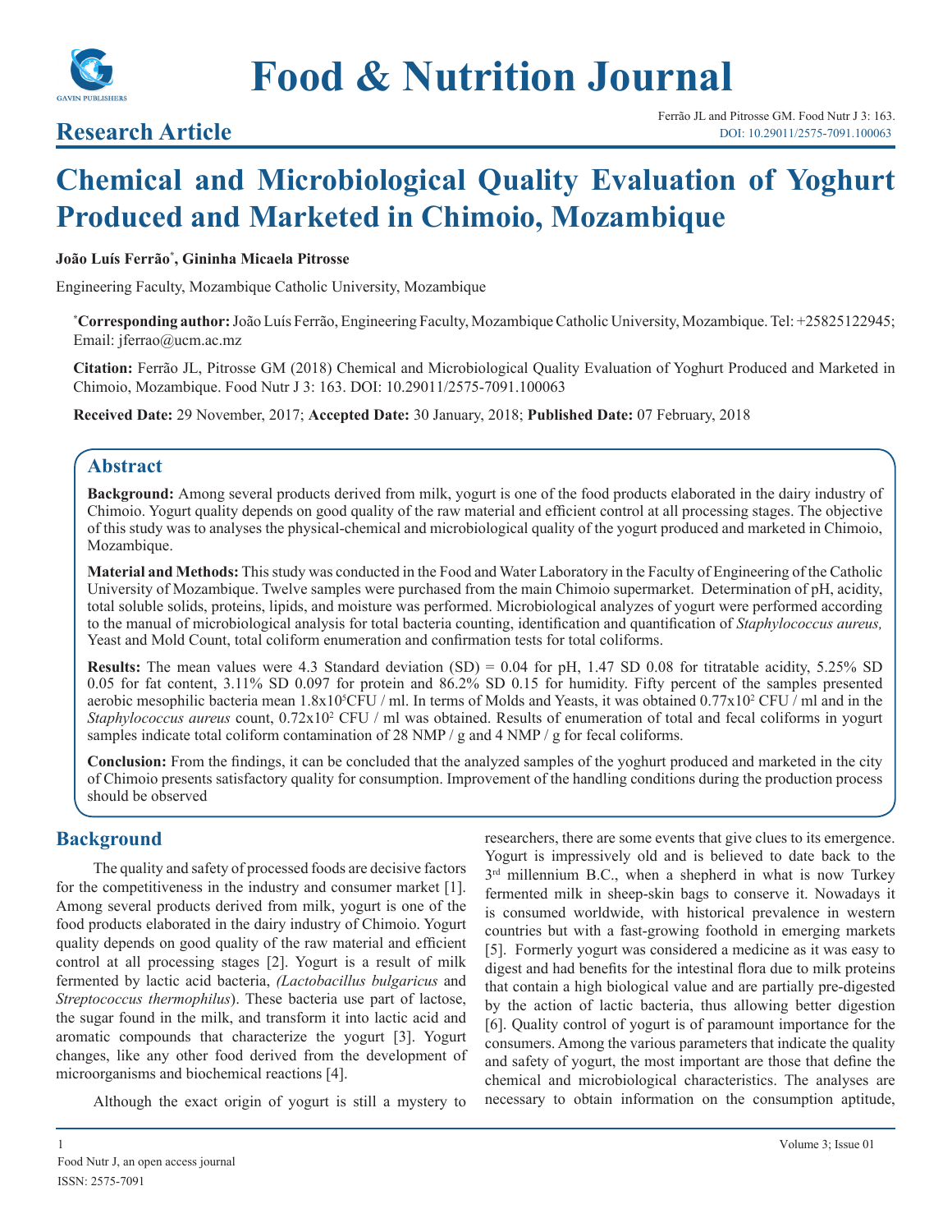# Food & Nutrition Journal

## Research Article

# Chemical and Microbiological Quality Evaluation of Yoghurt Produced and Marketed in Chimoio, Mozambique

**João Luís Ferrão*, Gininha Micaela Pitrosse**

Engineering Faculty, Mozambique Catholic University, Mozambique

***Corresponding author:** João Luís Ferrão, Engineering Faculty, Mozambique Catholic University, Mozambique. Tel: +25825122945; Email: jferrao@ucm.ac.mz

**Citation:** Ferrão JL, Pitrosse GM (2018) Chemical and Microbiological Quality Evaluation of Yoghurt Produced and Marketed in Chimoio, Mozambique. Food Nutr J 3: 163. DOI: 10.29011/2575-7091.100063

**Received Date:** 29 November, 2017; **Accepted Date:** 30 January, 2018; **Published Date:** 07 February, 2018

## Abstract

**Background:** Among several products derived from milk, yogurt is one of the food products elaborated in the dairy industry of Chimoio. Yogurt quality depends on good quality of the raw material and efficient control at all processing stages. The objective of this study was to analyses the physical-chemical and microbiological quality of the yogurt produced and marketed in Chimoio, Mozambique.

**Material and Methods:** This study was conducted in the Food and Water Laboratory in the Faculty of Engineering of the Catholic University of Mozambique. Twelve samples were purchased from the main Chimoio supermarket. Determination of pH, acidity, total soluble solids, proteins, lipids, and moisture was performed. Microbiological analyzes of yogurt were performed according to the manual of microbiological analysis for total bacteria counting, identification and quantification of *Staphylococcus aureus,* Yeast and Mold Count, total coliform enumeration and confirmation tests for total coliforms.

**Results:** The mean values were 4.3 Standard deviation (SD) = 0.04 for pH, 1.47 SD 0.08 for titratable acidity, 5.25% SD 0.05 for fat content, 3.11% SD 0.097 for protein and 86.2% SD 0.15 for humidity. Fifty percent of the samples presented aerobic mesophilic bacteria mean $1.8x10^5$CFU / ml. In terms of Molds and Yeasts, it was obtained $0.77x10^2$ CFU / ml and in the *Staphylococcus aureus* count, $0.72x10^2$ CFU / ml was obtained. Results of enumeration of total and fecal coliforms in yogurt samples indicate total coliform contamination of 28 NMP / g and 4 NMP / g for fecal coliforms.

**Conclusion:** From the findings, it can be concluded that the analyzed samples of the yoghurt produced and marketed in the city of Chimoio presents satisfactory quality for consumption. Improvement of the handling conditions during the production process should be observed

## Background

The quality and safety of processed foods are decisive factors for the competitiveness in the industry and consumer market [1]. Among several products derived from milk, yogurt is one of the food products elaborated in the dairy industry of Chimoio. Yogurt quality depends on good quality of the raw material and efficient control at all processing stages [2]. Yogurt is a result of milk fermented by lactic acid bacteria, *(Lactobacillus bulgaricus* and *Streptococcus thermophilus*). These bacteria use part of lactose, the sugar found in the milk, and transform it into lactic acid and aromatic compounds that characterize the yogurt [3]. Yogurt changes, like any other food derived from the development of microorganisms and biochemical reactions [4].

Although the exact origin of yogurt is still a mystery to researchers, there are some events that give clues to its emergence. Yogurt is impressively old and is believed to date back to the 3rd millennium B.C., when a shepherd in what is now Turkey fermented milk in sheep-skin bags to conserve it. Nowadays it is consumed worldwide, with historical prevalence in western countries but with a fast-growing foothold in emerging markets [5]. Formerly yogurt was considered a medicine as it was easy to digest and had benefits for the intestinal flora due to milk proteins that contain a high biological value and are partially pre-digested by the action of lactic bacteria, thus allowing better digestion [6]. Quality control of yogurt is of paramount importance for the consumers. Among the various parameters that indicate the quality and safety of yogurt, the most important are those that define the chemical and microbiological characteristics. The analyses are necessary to obtain information on the consumption aptitude,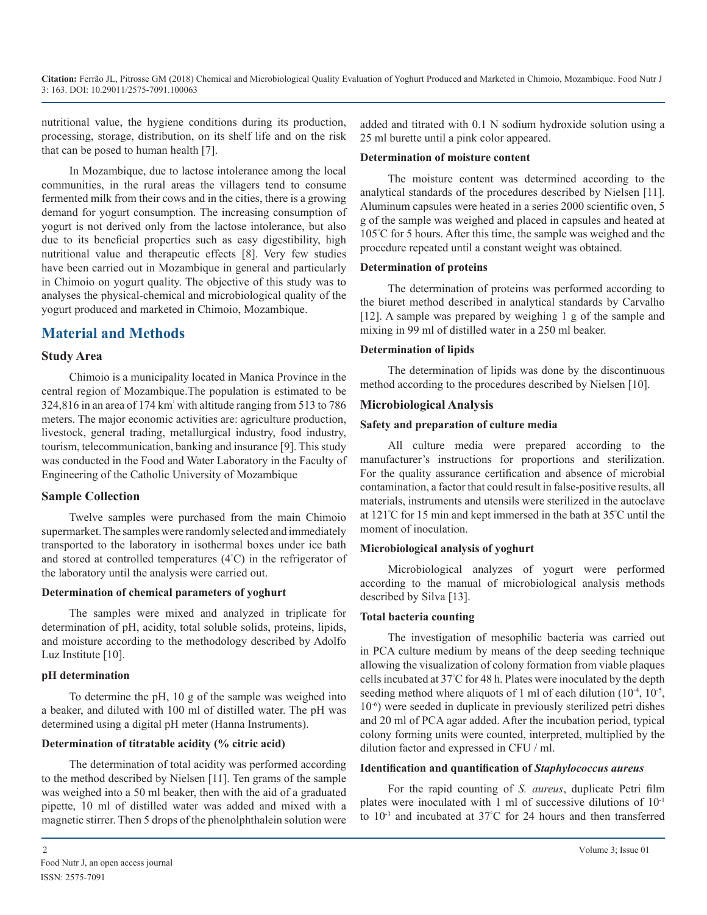nutritional value, the hygiene conditions during its production, processing, storage, distribution, on its shelf life and on the risk that can be posed to human health [7].

In Mozambique, due to lactose intolerance among the local communities, in the rural areas the villagers tend to consume fermented milk from their cows and in the cities, there is a growing demand for yogurt consumption. The increasing consumption of yogurt is not derived only from the lactose intolerance, but also due to its beneficial properties such as easy digestibility, high nutritional value and therapeutic effects [8]. Very few studies have been carried out in Mozambique in general and particularly in Chimoio on yogurt quality. The objective of this study was to analyses the physical-chemical and microbiological quality of the yogurt produced and marketed in Chimoio, Mozambique.

## Material and Methods

### Study Area

Chimoio is a municipality located in Manica Province in the central region of Mozambique.The population is estimated to be 324,816 in an area of 174 $km^2$ with altitude ranging from 513 to 786 meters. The major economic activities are: agriculture production, livestock, general trading, metallurgical industry, food industry, tourism, telecommunication, banking and insurance [9]. This study was conducted in the Food and Water Laboratory in the Faculty of Engineering of the Catholic University of Mozambique

### Sample Collection

Twelve samples were purchased from the main Chimoio supermarket. The samples were randomly selected and immediately transported to the laboratory in isothermal boxes under ice bath and stored at controlled temperatures (4°C) in the refrigerator of the laboratory until the analysis were carried out.

#### Determination of chemical parameters of yoghurt

The samples were mixed and analyzed in triplicate for determination of pH, acidity, total soluble solids, proteins, lipids, and moisture according to the methodology described by Adolfo Luz Institute [10].

#### pH determination

To determine the pH, 10 g of the sample was weighed into a beaker, and diluted with 100 ml of distilled water. The pH was determined using a digital pH meter (Hanna Instruments).

#### Determination of titratable acidity (% citric acid)

The determination of total acidity was performed according to the method described by Nielsen [11]. Ten grams of the sample was weighed into a 50 ml beaker, then with the aid of a graduated pipette, 10 ml of distilled water was added and mixed with a magnetic stirrer. Then 5 drops of the phenolphthalein solution were added and titrated with 0.1 N sodium hydroxide solution using a 25 ml burette until a pink color appeared.

#### Determination of moisture content

The moisture content was determined according to the analytical standards of the procedures described by Nielsen [11]. Aluminum capsules were heated in a series 2000 scientific oven, 5 g of the sample was weighed and placed in capsules and heated at 105°C for 5 hours. After this time, the sample was weighed and the procedure repeated until a constant weight was obtained.

#### Determination of proteins

The determination of proteins was performed according to the biuret method described in analytical standards by Carvalho [12]. A sample was prepared by weighing 1 g of the sample and mixing in 99 ml of distilled water in a 250 ml beaker.

#### Determination of lipids

The determination of lipids was done by the discontinuous method according to the procedures described by Nielsen [10].

### Microbiological Analysis

#### Safety and preparation of culture media

All culture media were prepared according to the manufacturer's instructions for proportions and sterilization. For the quality assurance certification and absence of microbial contamination, a factor that could result in false-positive results, all materials, instruments and utensils were sterilized in the autoclave at 121°C for 15 min and kept immersed in the bath at 35°C until the moment of inoculation.

#### Microbiological analysis of yoghurt

Microbiological analyzes of yogurt were performed according to the manual of microbiological analysis methods described by Silva [13].

#### Total bacteria counting

The investigation of mesophilic bacteria was carried out in PCA culture medium by means of the deep seeding technique allowing the visualization of colony formation from viable plaques cells incubated at 37°C for 48 h. Plates were inoculated by the depth seeding method where aliquots of 1 ml of each dilution ($10^{-4}$, $10^{-5}$, $10^{-6}$) were seeded in duplicate in previously sterilized petri dishes and 20 ml of PCA agar added. After the incubation period, typical colony forming units were counted, interpreted, multiplied by the dilution factor and expressed in CFU / ml.

#### Identification and quantification of *Staphylococcus aureus*

For the rapid counting of *S. aureus*, duplicate Petri film plates were inoculated with 1 ml of successive dilutions of $10^{-1}$ to $10^{-3}$ and incubated at 37°C for 24 hours and then transferred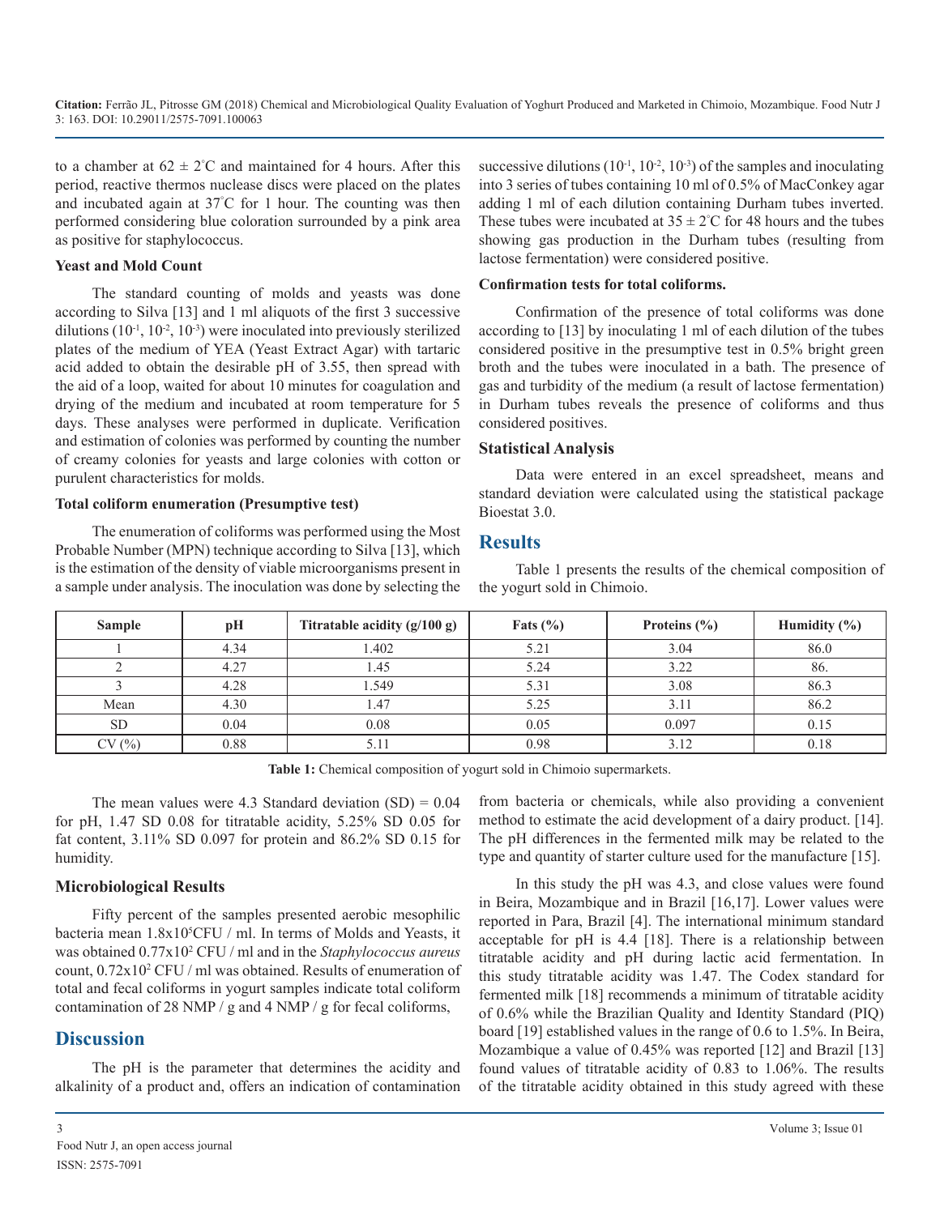to a chamber at $62 \pm 2^{\circ}C$ and maintained for 4 hours. After this period, reactive thermos nuclease discs were placed on the plates and incubated again at $37^{\circ}C$ for 1 hour. The counting was then performed considering blue coloration surrounded by a pink area as positive for staphylococcus.

#### Yeast and Mold Count

The standard counting of molds and yeasts was done according to Silva [13] and 1 ml aliquots of the first 3 successive dilutions ($10^{-1}$, $10^{-2}$, $10^{-3}$) were inoculated into previously sterilized plates of the medium of YEA (Yeast Extract Agar) with tartaric acid added to obtain the desirable pH of 3.55, then spread with the aid of a loop, waited for about 10 minutes for coagulation and drying of the medium and incubated at room temperature for 5 days. These analyses were performed in duplicate. Verification and estimation of colonies was performed by counting the number of creamy colonies for yeasts and large colonies with cotton or purulent characteristics for molds.

#### Total coliform enumeration (Presumptive test)

The enumeration of coliforms was performed using the Most Probable Number (MPN) technique according to Silva [13], which is the estimation of the density of viable microorganisms present in a sample under analysis. The inoculation was done by selecting the successive dilutions ($10^{-1}$, $10^{-2}$, $10^{-3}$) of the samples and inoculating into 3 series of tubes containing 10 ml of 0.5% of MacConkey agar adding 1 ml of each dilution containing Durham tubes inverted. These tubes were incubated at $35 \pm 2^{\circ}C$ for 48 hours and the tubes showing gas production in the Durham tubes (resulting from lactose fermentation) were considered positive.

#### Confirmation tests for total coliforms.

Confirmation of the presence of total coliforms was done according to [13] by inoculating 1 ml of each dilution of the tubes considered positive in the presumptive test in 0.5% bright green broth and the tubes were inoculated in a bath. The presence of gas and turbidity of the medium (a result of lactose fermentation) in Durham tubes reveals the presence of coliforms and thus considered positives.

### Statistical Analysis

Data were entered in an excel spreadsheet, means and standard deviation were calculated using the statistical package Bioestat 3.0.

## Results

Table 1 presents the results of the chemical composition of the yogurt sold in Chimoio.

| Sample | pH | Titratable acidity (g/100 g) | Fats (%) | Proteins (%) | Humidity (%) |
|---|---|---|---|---|---|
| 1 | 4.34 | 1.402 | 5.21 | 3.04 | 86.0 |
| 2 | 4.27 | 1.45 | 5.24 | 3.22 | 86. |
| 3 | 4.28 | 1.549 | 5.31 | 3.08 | 86.3 |
| Mean | 4.30 | 1.47 | 5.25 | 3.11 | 86.2 |
| SD | 0.04 | 0.08 | 0.05 | 0.097 | 0.15 |
| CV (%) | 0.88 | 5.11 | 0.98 | 3.12 | 0.18 |

**Table 1:** Chemical composition of yogurt sold in Chimoio supermarkets.

The mean values were 4.3 Standard deviation (SD) = 0.04 for pH, 1.47 SD 0.08 for titratable acidity, 5.25% SD 0.05 for fat content, 3.11% SD 0.097 for protein and 86.2% SD 0.15 for humidity.

### Microbiological Results

Fifty percent of the samples presented aerobic mesophilic bacteria mean $1.8 \times 10^{5}$CFU / ml. In terms of Molds and Yeasts, it was obtained $0.77 \times 10^{2}$ CFU / ml and in the *Staphylococcus aureus* count, $0.72 \times 10^{2}$ CFU / ml was obtained. Results of enumeration of total and fecal coliforms in yogurt samples indicate total coliform contamination of 28 NMP / g and 4 NMP / g for fecal coliforms,

## Discussion

The pH is the parameter that determines the acidity and alkalinity of a product and, offers an indication of contamination from bacteria or chemicals, while also providing a convenient method to estimate the acid development of a dairy product. [14]. The pH differences in the fermented milk may be related to the type and quantity of starter culture used for the manufacture [15].

In this study the pH was 4.3, and close values were found in Beira, Mozambique and in Brazil [16,17]. Lower values were reported in Para, Brazil [4]. The international minimum standard acceptable for pH is 4.4 [18]. There is a relationship between titratable acidity and pH during lactic acid fermentation. In this study titratable acidity was 1.47. The Codex standard for fermented milk [18] recommends a minimum of titratable acidity of 0.6% while the Brazilian Quality and Identity Standard (PIQ) board [19] established values in the range of 0.6 to 1.5%. In Beira, Mozambique a value of 0.45% was reported [12] and Brazil [13] found values of titratable acidity of 0.83 to 1.06%. The results of the titratable acidity obtained in this study agreed with these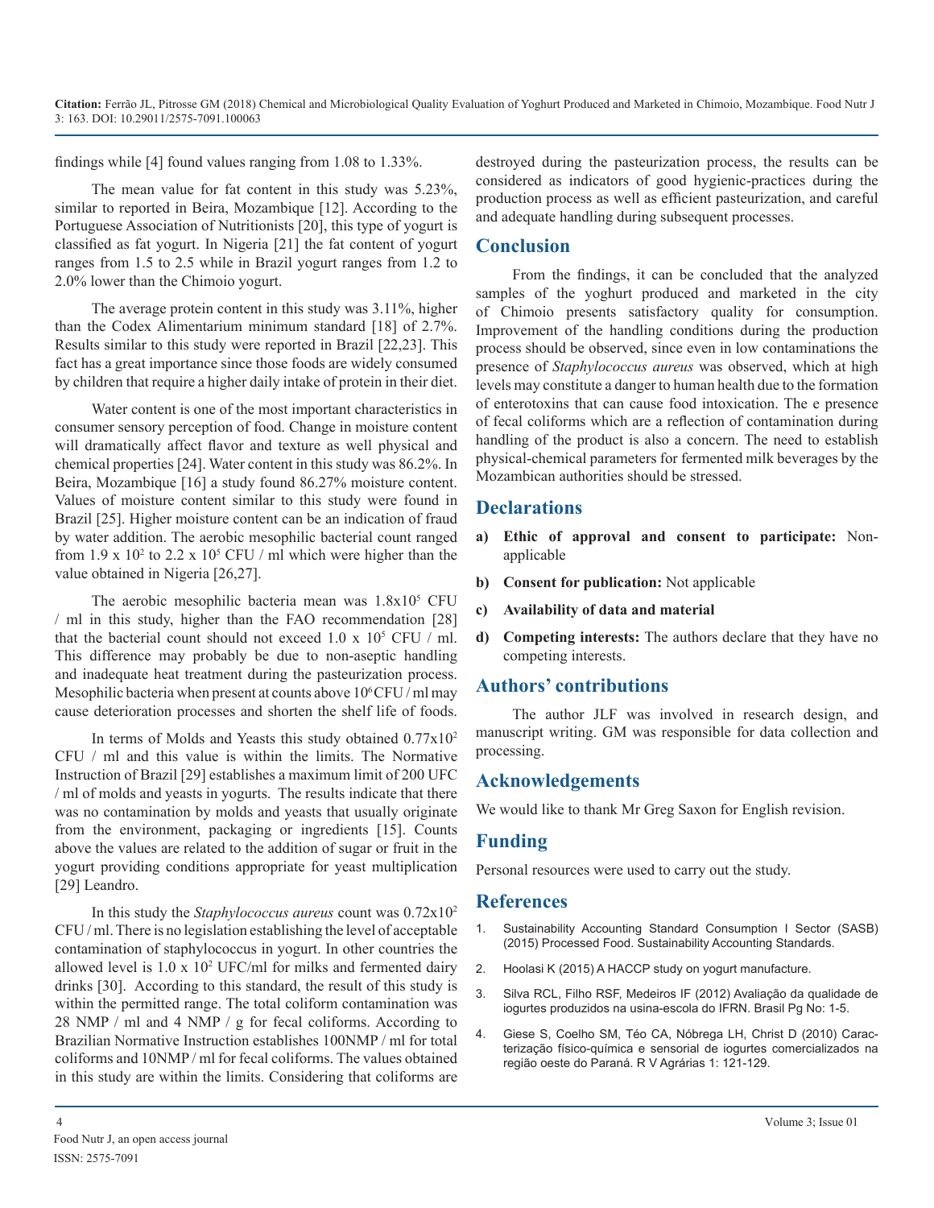findings while [4] found values ranging from 1.08 to 1.33%.

The mean value for fat content in this study was 5.23%, similar to reported in Beira, Mozambique [12]. According to the Portuguese Association of Nutritionists [20], this type of yogurt is classified as fat yogurt. In Nigeria [21] the fat content of yogurt ranges from 1.5 to 2.5 while in Brazil yogurt ranges from 1.2 to 2.0% lower than the Chimoio yogurt.

The average protein content in this study was 3.11%, higher than the Codex Alimentarium minimum standard [18] of 2.7%. Results similar to this study were reported in Brazil [22,23]. This fact has a great importance since those foods are widely consumed by children that require a higher daily intake of protein in their diet.

Water content is one of the most important characteristics in consumer sensory perception of food. Change in moisture content will dramatically affect flavor and texture as well physical and chemical properties [24]. Water content in this study was 86.2%. In Beira, Mozambique [16] a study found 86.27% moisture content. Values of moisture content similar to this study were found in Brazil [25]. Higher moisture content can be an indication of fraud by water addition. The aerobic mesophilic bacterial count ranged from $1.9 \times 10^2$ to $2.2 \times 10^5$ CFU / ml which were higher than the value obtained in Nigeria [26,27].

The aerobic mesophilic bacteria mean was $1.8 \times 10^5$ CFU / ml in this study, higher than the FAO recommendation [28] that the bacterial count should not exceed $1.0 \times 10^5$ CFU / ml. This difference may probably be due to non-aseptic handling and inadequate heat treatment during the pasteurization process. Mesophilic bacteria when present at counts above $10^6$ CFU / ml may cause deterioration processes and shorten the shelf life of foods.

In terms of Molds and Yeasts this study obtained $0.77 \times 10^2$ CFU / ml and this value is within the limits. The Normative Instruction of Brazil [29] establishes a maximum limit of 200 UFC / ml of molds and yeasts in yogurts. The results indicate that there was no contamination by molds and yeasts that usually originate from the environment, packaging or ingredients [15]. Counts above the values are related to the addition of sugar or fruit in the yogurt providing conditions appropriate for yeast multiplication [29] Leandro.

In this study the *Staphylococcus aureus* count was $0.72 \times 10^2$ CFU / ml. There is no legislation establishing the level of acceptable contamination of staphylococcus in yogurt. In other countries the allowed level is $1.0 \times 10^2$ UFC/ml for milks and fermented dairy drinks [30]. According to this standard, the result of this study is within the permitted range. The total coliform contamination was 28 NMP / ml and 4 NMP / g for fecal coliforms. According to Brazilian Normative Instruction establishes 100NMP / ml for total coliforms and 10NMP / ml for fecal coliforms. The values obtained in this study are within the limits. Considering that coliforms are destroyed during the pasteurization process, the results can be considered as indicators of good hygienic-practices during the production process as well as efficient pasteurization, and careful and adequate handling during subsequent processes.

## Conclusion

From the findings, it can be concluded that the analyzed samples of the yoghurt produced and marketed in the city of Chimoio presents satisfactory quality for consumption. Improvement of the handling conditions during the production process should be observed, since even in low contaminations the presence of *Staphylococcus aureus* was observed, which at high levels may constitute a danger to human health due to the formation of enterotoxins that can cause food intoxication. The e presence of fecal coliforms which are a reflection of contamination during handling of the product is also a concern. The need to establish physical-chemical parameters for fermented milk beverages by the Mozambican authorities should be stressed.

## Declarations

a) **Ethic of approval and consent to participate:** Non-applicable
b) **Consent for publication:** Not applicable
c) **Availability of data and material**
d) **Competing interests:** The authors declare that they have no competing interests.

## Authors' contributions

The author JLF was involved in research design, and manuscript writing. GM was responsible for data collection and processing.

## Acknowledgements

We would like to thank Mr Greg Saxon for English revision.

## Funding

Personal resources were used to carry out the study.

## References

1. Sustainability Accounting Standard Consumption I Sector (SASB) (2015) Processed Food. Sustainability Accounting Standards.
2. Hoolasi K (2015) A HACCP study on yogurt manufacture.
3. Silva RCL, Filho RSF, Medeiros IF (2012) Avaliação da qualidade de iogurtes produzidos na usina-escola do IFRN. Brasil Pg No: 1-5.
4. Giese S, Coelho SM, Téo CA, Nóbrega LH, Christ D (2010) Caracterização físico-química e sensorial de iogurtes comercializados na região oeste do Paraná. R V Agrárias 1: 121-129.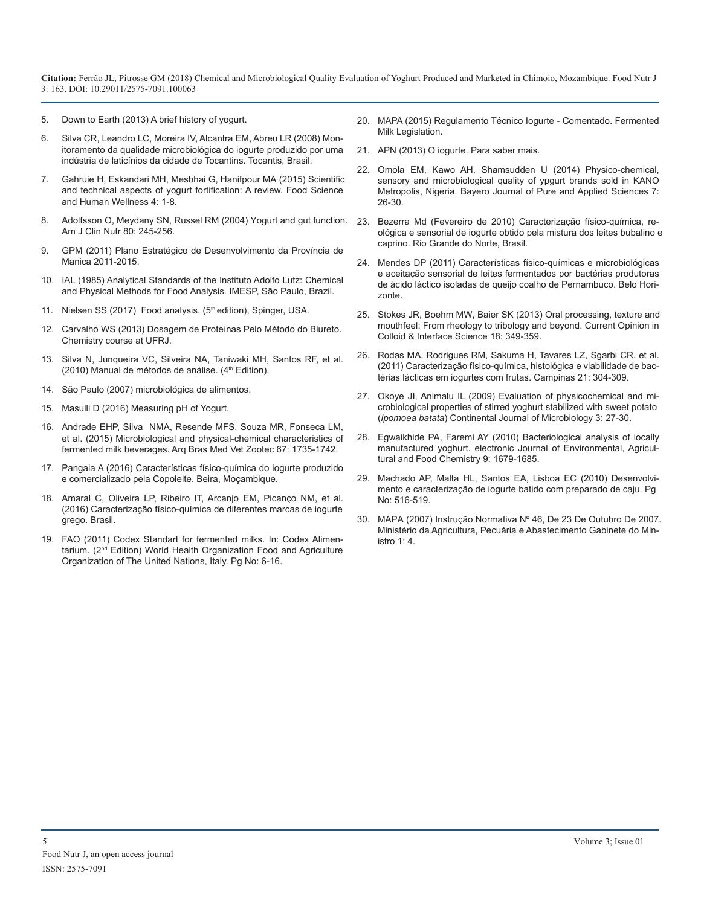5. Down to Earth (2013) A brief history of yogurt.
6. Silva CR, Leandro LC, Moreira IV, Alcantra EM, Abreu LR (2008) Monitoramento da qualidade microbiológica do iogurte produzido por uma indústria de laticínios da cidade de Tocantins. Tocantis, Brasil.
7. Gahruie H, Eskandari MH, Mesbhai G, Hanifpour MA (2015) Scientific and technical aspects of yogurt fortification: A review. Food Science and Human Wellness 4: 1-8.
8. Adolfsson O, Meydany SN, Russel RM (2004) Yogurt and gut function. Am J Clin Nutr 80: 245-256.
9. GPM (2011) Plano Estratégico de Desenvolvimento da Província de Manica 2011-2015.
10. IAL (1985) Analytical Standards of the Instituto Adolfo Lutz: Chemical and Physical Methods for Food Analysis. IMESP, São Paulo, Brazil.
11. Nielsen SS (2017) Food analysis. (5th edition), Spinger, USA.
12. Carvalho WS (2013) Dosagem de Proteínas Pelo Método do Biureto. Chemistry course at UFRJ.
13. Silva N, Junqueira VC, Silveira NA, Taniwaki MH, Santos RF, et al. (2010) Manual de métodos de análise. (4th Edition).
14. São Paulo (2007) microbiológica de alimentos.
15. Masulli D (2016) Measuring pH of Yogurt.
16. Andrade EHP, Silva NMA, Resende MFS, Souza MR, Fonseca LM, et al. (2015) Microbiological and physical-chemical characteristics of fermented milk beverages. Arq Bras Med Vet Zootec 67: 1735-1742.
17. Pangaia A (2016) Características físico-química do iogurte produzido e comercializado pela Copoleite, Beira, Moçambique.
18. Amaral C, Oliveira LP, Ribeiro IT, Arcanjo EM, Picanço NM, et al. (2016) Caracterização físico-química de diferentes marcas de iogurte grego. Brasil.
19. FAO (2011) Codex Standart for fermented milks. In: Codex Alimentarium. (2nd Edition) World Health Organization Food and Agriculture Organization of The United Nations, Italy. Pg No: 6-16.
20. MAPA (2015) Regulamento Técnico Iogurte - Comentado. Fermented Milk Legislation.
21. APN (2013) O iogurte. Para saber mais.
22. Omola EM, Kawo AH, Shamsudden U (2014) Physico-chemical, sensory and microbiological quality of ypgurt brands sold in KANO Metropolis, Nigeria. Bayero Journal of Pure and Applied Sciences 7: 26-30.
23. Bezerra Md (Fevereiro de 2010) Caracterização físico-química, reológica e sensorial de iogurte obtido pela mistura dos leites bubalino e caprino. Rio Grande do Norte, Brasil.
24. Mendes DP (2011) Características físico-químicas e microbiológicas e aceitação sensorial de leites fermentados por bactérias produtoras de ácido láctico isoladas de queijo coalho de Pernambuco. Belo Horizonte.
25. Stokes JR, Boehm MW, Baier SK (2013) Oral processing, texture and mouthfeel: From rheology to tribology and beyond. Current Opinion in Colloid & Interface Science 18: 349-359.
26. Rodas MA, Rodrigues RM, Sakuma H, Tavares LZ, Sgarbi CR, et al. (2011) Caracterização físico-química, histológica e viabilidade de bactérias lácticas em iogurtes com frutas. Campinas 21: 304-309.
27. Okoye JI, Animalu IL (2009) Evaluation of physicochemical and microbiological properties of stirred yoghurt stabilized with sweet potato (*Ipomoea batata*) Continental Journal of Microbiology 3: 27-30.
28. Egwaikhide PA, Faremi AY (2010) Bacteriological analysis of locally manufactured yoghurt. electronic Journal of Environmental, Agricultural and Food Chemistry 9: 1679-1685.
29. Machado AP, Malta HL, Santos EA, Lisboa EC (2010) Desenvolvimento e caracterização de iogurte batido com preparado de caju. Pg No: 516-519.
30. MAPA (2007) Instrução Normativa Nº 46, De 23 De Outubro De 2007. Ministério da Agricultura, Pecuária e Abastecimento Gabinete do Ministro 1: 4.